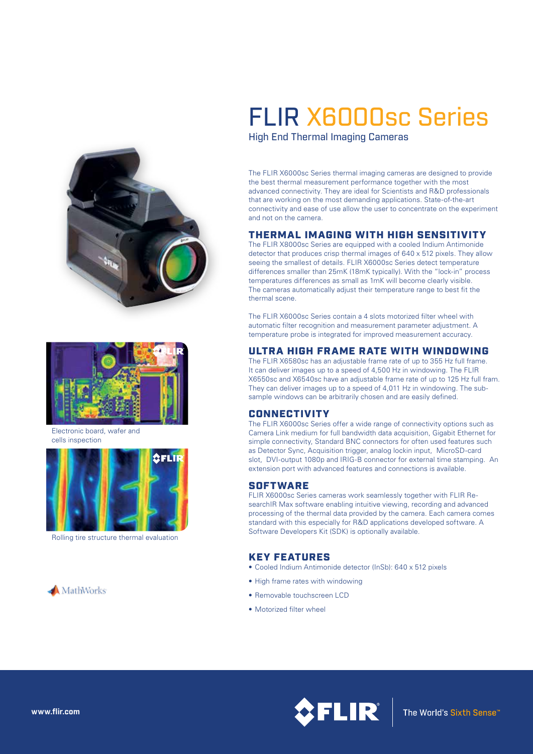# FLIR X6000sc Series

High End Thermal Imaging Cameras

Electronic board, wafer and cells inspection

Rolling tire structure thermal evaluation

The FLIR X6000sc Series thermal imaging cameras are designed to provide the best thermal measurement performance together with the most advanced connectivity. They are ideal for Scientists and R&D professionals that are working on the most demanding applications. State-of-the-art connectivity and ease of use allow the user to concentrate on the experiment and not on the camera.

## THERMAL IMAGING WITH HIGH SENSITIVITY

The FLIR X8000sc Series are equipped with a cooled Indium Antimonide detector that produces crisp thermal images of 640 x 512 pixels. They allow seeing the smallest of details. FLIR X6000sc Series detect temperature differences smaller than 25mK (18mK typically). With the "lock-in" process temperatures differences as small as 1mK will become clearly visible. The cameras automatically adjust their temperature range to best fit the thermal scene.

The FLIR X6000sc Series contain a 4 slots motorized filter wheel with automatic filter recognition and measurement parameter adjustment. A temperature probe is integrated for improved measurement accuracy.

## ULTRA HIGH FRAME RATE WITH WINDOWING

The FLIR X6580sc has an adjustable frame rate of up to 355 Hz full frame. It can deliver images up to a speed of 4,500 Hz in windowing. The FLIR X6550sc and X6540sc have an adjustable frame rate of up to 125 Hz full fram. They can deliver images up to a speed of 4,011 Hz in windowing. The sub-sample windows can be arbitrarily chosen and are easily defined.

## CONNECTIVITY

The FLIR X6000sc Series offer a wide range of connectivity options such as Camera Link medium for full bandwidth data acquisition, Gigabit Ethernet for simple connectivity, Standard BNC connectors for often used features such as Detector Sync, Acquisition trigger, analog lockin input, MicroSD-card slot, DVI-output 1080p and IRIG-B connector for external time stamping. An extension port with advanced features and connections is available.

## SOFTWARE

FLIR X6000sc Series cameras work seamlessly together with FLIR ResearchIR Max software enabling intuitive viewing, recording and advanced processing of the thermal data provided by the camera. Each camera comes standard with this especially for R&D applications developed software. A Software Developers Kit (SDK) is optionally available.

## KEY FEATURES

- Cooled Indium Antimonide detector (InSb): 640 x 512 pixels
- High frame rates with windowing
- Removable touchscreen LCD
- Motorized filter wheel

MathWorks

www.flir.com

FLIR | The World's Sixth Sense™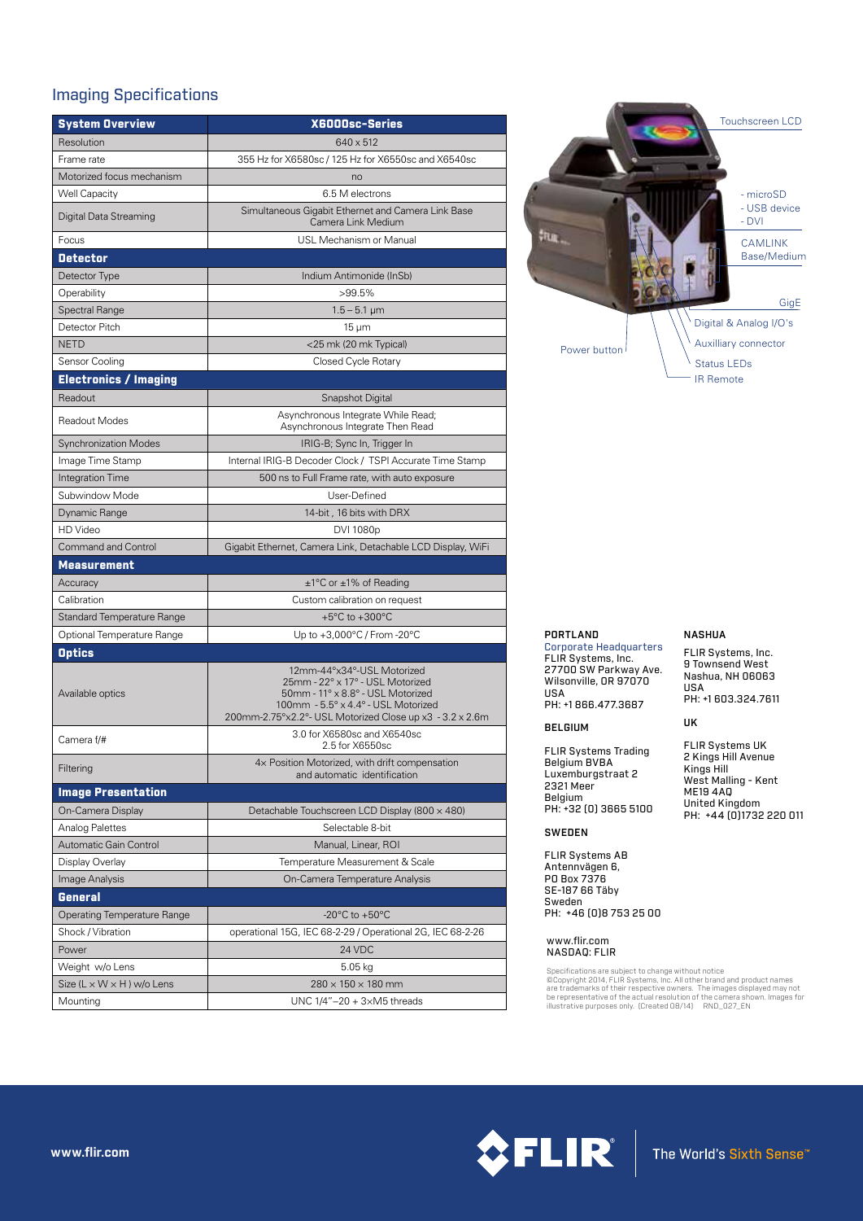## Imaging Specifications

| System Overview | X6000sc-Series |
|---|---|
| Resolution | 640 x 512 |
| Frame rate | 355 Hz for X6580sc / 125 Hz for X6550sc and X6540sc |
| Motorized focus mechanism | no |
| Well Capacity | 6.5 M electrons |
| Digital Data Streaming | Simultaneous Gigabit Ethernet and Camera Link Base Camera Link Medium |
| Focus | USL Mechanism or Manual |
| **Detector** | |
| Detector Type | Indium Antimonide (InSb) |
| Operability | >99.5% |
| Spectral Range | 1.5 – 5.1 µm |
| Detector Pitch | 15 µm |
| NETD | <25 mk (20 mk Typical) |
| Sensor Cooling | Closed Cycle Rotary |
| **Electronics / Imaging** | |
| Readout | Snapshot Digital |
| Readout Modes | Asynchronous Integrate While Read; Asynchronous Integrate Then Read |
| Synchronization Modes | IRIG-B; Sync In, Trigger In |
| Image Time Stamp | Internal IRIG-B Decoder Clock / TSPI Accurate Time Stamp |
| Integration Time | 500 ns to Full Frame rate, with auto exposure |
| Subwindow Mode | User-Defined |
| Dynamic Range | 14-bit , 16 bits with DRX |
| HD Video | DVI 1080p |
| Command and Control | Gigabit Ethernet, Camera Link, Detachable LCD Display, WiFi |
| **Measurement** | |
| Accuracy | ±1°C or ±1% of Reading |
| Calibration | Custom calibration on request |
| Standard Temperature Range | +5°C to +300°C |
| Optional Temperature Range | Up to +3,000°C / From -20°C |
| **Optics** | |
| Available optics | 12mm-44°x34°-USL Motorized<br>25mm - 22° x 17° - USL Motorized<br>50mm - 11° x 8.8° - USL Motorized<br>100mm - 5.5° x 4.4° - USL Motorized<br>200mm-2.75°x2.2°- USL Motorized Close up x3 - 3.2 x 2.6m |
| Camera f/# | 3.0 for X6580sc and X6540sc<br>2.5 for X6550sc |
| Filtering | 4x Position Motorized, with drift compensation and automatic identification |
| **Image Presentation** | |
| On-Camera Display | Detachable Touchscreen LCD Display (800 × 480) |
| Analog Palettes | Selectable 8-bit |
| Automatic Gain Control | Manual, Linear, ROI |
| Display Overlay | Temperature Measurement & Scale |
| Image Analysis | On-Camera Temperature Analysis |
| **General** | |
| Operating Temperature Range | -20°C to +50°C |
| Shock / Vibration | operational 15G, IEC 68-2-29 / Operational 2G, IEC 68-2-26 |
| Power | 24 VDC |
| Weight w/o Lens | 5.05 kg |
| Size (L × W × H ) w/o Lens | 280 × 150 × 180 mm |
| Mounting | UNC 1/4"–20 + 3×M5 threads |

Touchscreen LCD
- microSD
- USB device
- DVI
CAMLINK Base/Medium
GigE
Digital & Analog I/O's
Auxilliary connector
Status LEDs
IR Remote
Power button

**PORTLAND**
Corporate Headquarters
FLIR Systems, Inc.
27700 SW Parkway Ave.
Wilsonville, OR 97070
USA
PH: +1 866.477.3687

**BELGIUM**
FLIR Systems Trading Belgium BVBA
Luxemburgstraat 2
2321 Meer
Belgium
PH: +32 (0) 3665 5100

**SWEDEN**
FLIR Systems AB
Antennvägen 6,
PO Box 7376
SE-187 66 Täby
Sweden
PH: +46 (0)8 753 25 00

**NASHUA**
FLIR Systems, Inc.
9 Townsend West
Nashua, NH 06063
USA
PH: +1 603.324.7611

**UK**
FLIR Systems UK
2 Kings Hill Avenue
Kings Hill
West Malling - Kent
ME19 4AQ
United Kingdom
PH: +44 (0)1732 220 011

www.flir.com
NASDAQ: FLIR

Specifications are subject to change without notice
©Copyright 2014, FLIR Systems, Inc. All other brand and product names are trademarks of their respective owners. The images displayed may not be representative of the actual resolution of the camera shown. Images for illustrative purposes only. (Created 08/14) RND_027_EN

www.flir.com

FLIR® The World's Sixth Sense™